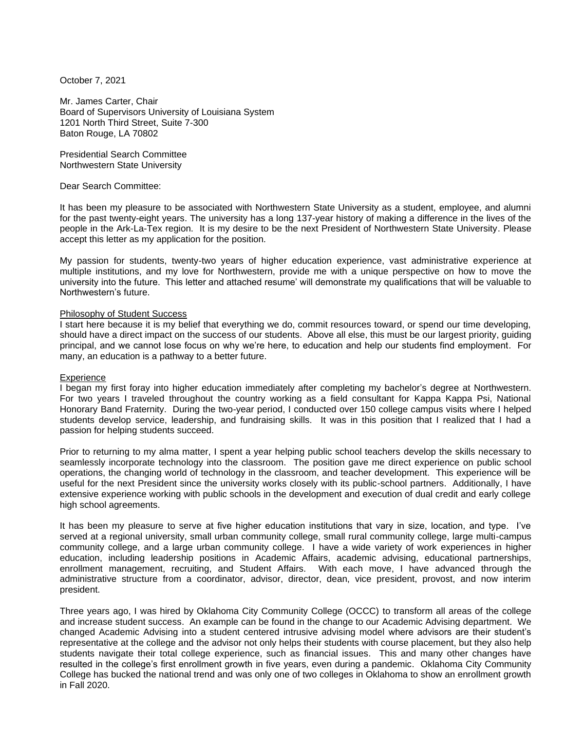October 7, 2021

Mr. James Carter, Chair
Board of Supervisors University of Louisiana System
1201 North Third Street, Suite 7-300
Baton Rouge, LA 70802

Presidential Search Committee
Northwestern State University

Dear Search Committee:

It has been my pleasure to be associated with Northwestern State University as a student, employee, and alumni for the past twenty-eight years. The university has a long 137-year history of making a difference in the lives of the people in the Ark-La-Tex region. It is my desire to be the next President of Northwestern State University. Please accept this letter as my application for the position.

My passion for students, twenty-two years of higher education experience, vast administrative experience at multiple institutions, and my love for Northwestern, provide me with a unique perspective on how to move the university into the future. This letter and attached resume' will demonstrate my qualifications that will be valuable to Northwestern's future.

<u>Philosophy of Student Success</u>
I start here because it is my belief that everything we do, commit resources toward, or spend our time developing, should have a direct impact on the success of our students. Above all else, this must be our largest priority, guiding principal, and we cannot lose focus on why we're here, to education and help our students find employment. For many, an education is a pathway to a better future.

<u>Experience</u>
I began my first foray into higher education immediately after completing my bachelor's degree at Northwestern. For two years I traveled throughout the country working as a field consultant for Kappa Kappa Psi, National Honorary Band Fraternity. During the two-year period, I conducted over 150 college campus visits where I helped students develop service, leadership, and fundraising skills. It was in this position that I realized that I had a passion for helping students succeed.

Prior to returning to my alma matter, I spent a year helping public school teachers develop the skills necessary to seamlessly incorporate technology into the classroom. The position gave me direct experience on public school operations, the changing world of technology in the classroom, and teacher development. This experience will be useful for the next President since the university works closely with its public-school partners. Additionally, I have extensive experience working with public schools in the development and execution of dual credit and early college high school agreements.

It has been my pleasure to serve at five higher education institutions that vary in size, location, and type. I've served at a regional university, small urban community college, small rural community college, large multi-campus community college, and a large urban community college. I have a wide variety of work experiences in higher education, including leadership positions in Academic Affairs, academic advising, educational partnerships, enrollment management, recruiting, and Student Affairs. With each move, I have advanced through the administrative structure from a coordinator, advisor, director, dean, vice president, provost, and now interim president.

Three years ago, I was hired by Oklahoma City Community College (OCCC) to transform all areas of the college and increase student success. An example can be found in the change to our Academic Advising department. We changed Academic Advising into a student centered intrusive advising model where advisors are their student's representative at the college and the advisor not only helps their students with course placement, but they also help students navigate their total college experience, such as financial issues. This and many other changes have resulted in the college's first enrollment growth in five years, even during a pandemic. Oklahoma City Community College has bucked the national trend and was only one of two colleges in Oklahoma to show an enrollment growth in Fall 2020.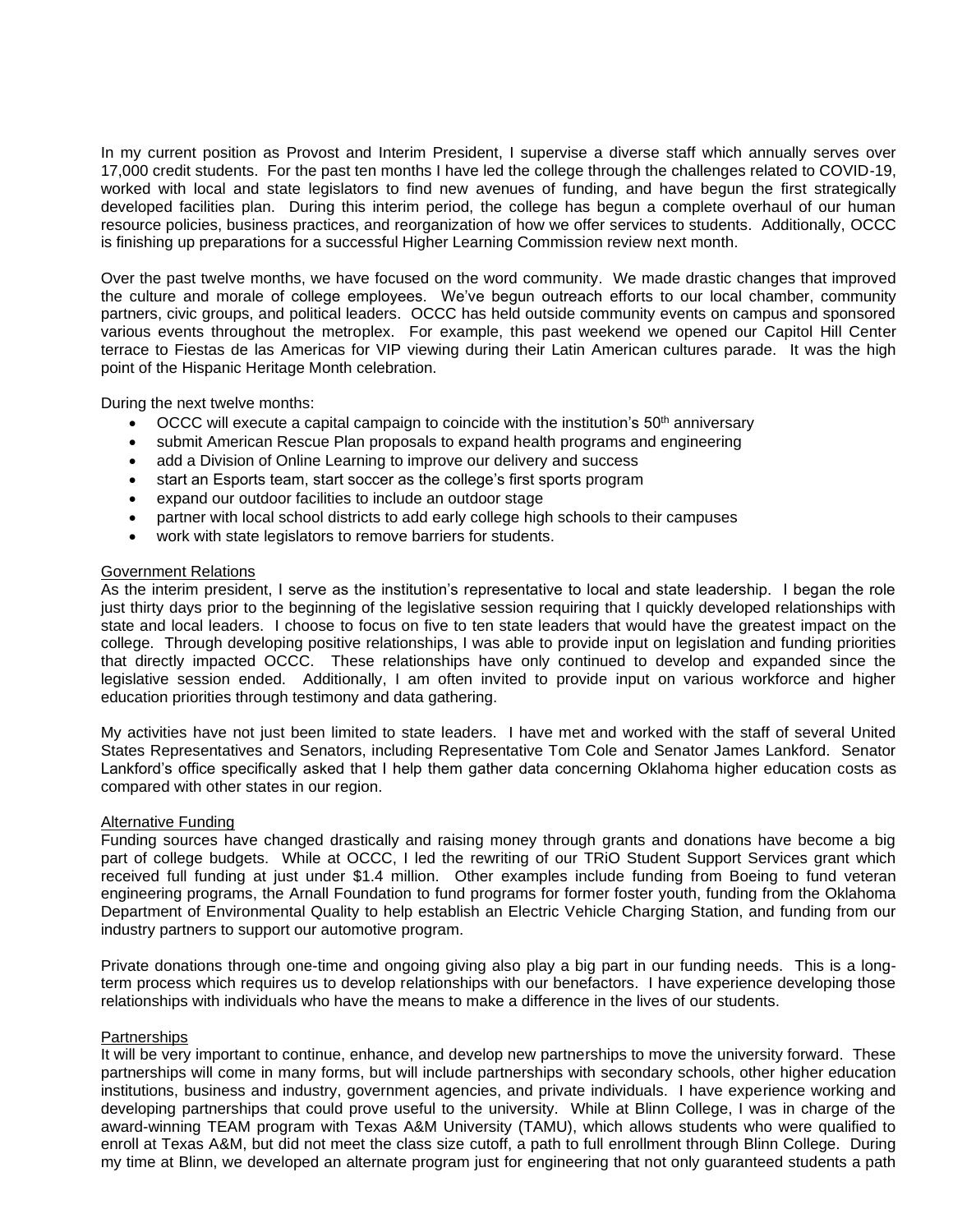In my current position as Provost and Interim President, I supervise a diverse staff which annually serves over 17,000 credit students. For the past ten months I have led the college through the challenges related to COVID-19, worked with local and state legislators to find new avenues of funding, and have begun the first strategically developed facilities plan. During this interim period, the college has begun a complete overhaul of our human resource policies, business practices, and reorganization of how we offer services to students. Additionally, OCCC is finishing up preparations for a successful Higher Learning Commission review next month.

Over the past twelve months, we have focused on the word community. We made drastic changes that improved the culture and morale of college employees. We've begun outreach efforts to our local chamber, community partners, civic groups, and political leaders. OCCC has held outside community events on campus and sponsored various events throughout the metroplex. For example, this past weekend we opened our Capitol Hill Center terrace to Fiestas de las Americas for VIP viewing during their Latin American cultures parade. It was the high point of the Hispanic Heritage Month celebration.

During the next twelve months:

- OCCC will execute a capital campaign to coincide with the institution's 50th anniversary
- submit American Rescue Plan proposals to expand health programs and engineering
- add a Division of Online Learning to improve our delivery and success
- start an Esports team, start soccer as the college's first sports program
- expand our outdoor facilities to include an outdoor stage
- partner with local school districts to add early college high schools to their campuses
- work with state legislators to remove barriers for students.

Government Relations

As the interim president, I serve as the institution's representative to local and state leadership. I began the role just thirty days prior to the beginning of the legislative session requiring that I quickly developed relationships with state and local leaders. I choose to focus on five to ten state leaders that would have the greatest impact on the college. Through developing positive relationships, I was able to provide input on legislation and funding priorities that directly impacted OCCC. These relationships have only continued to develop and expanded since the legislative session ended. Additionally, I am often invited to provide input on various workforce and higher education priorities through testimony and data gathering.

My activities have not just been limited to state leaders. I have met and worked with the staff of several United States Representatives and Senators, including Representative Tom Cole and Senator James Lankford. Senator Lankford's office specifically asked that I help them gather data concerning Oklahoma higher education costs as compared with other states in our region.

Alternative Funding

Funding sources have changed drastically and raising money through grants and donations have become a big part of college budgets. While at OCCC, I led the rewriting of our TRiO Student Support Services grant which received full funding at just under $1.4 million. Other examples include funding from Boeing to fund veteran engineering programs, the Arnall Foundation to fund programs for former foster youth, funding from the Oklahoma Department of Environmental Quality to help establish an Electric Vehicle Charging Station, and funding from our industry partners to support our automotive program.

Private donations through one-time and ongoing giving also play a big part in our funding needs. This is a long-term process which requires us to develop relationships with our benefactors. I have experience developing those relationships with individuals who have the means to make a difference in the lives of our students.

Partnerships

It will be very important to continue, enhance, and develop new partnerships to move the university forward. These partnerships will come in many forms, but will include partnerships with secondary schools, other higher education institutions, business and industry, government agencies, and private individuals. I have experience working and developing partnerships that could prove useful to the university. While at Blinn College, I was in charge of the award-winning TEAM program with Texas A&M University (TAMU), which allows students who were qualified to enroll at Texas A&M, but did not meet the class size cutoff, a path to full enrollment through Blinn College. During my time at Blinn, we developed an alternate program just for engineering that not only guaranteed students a path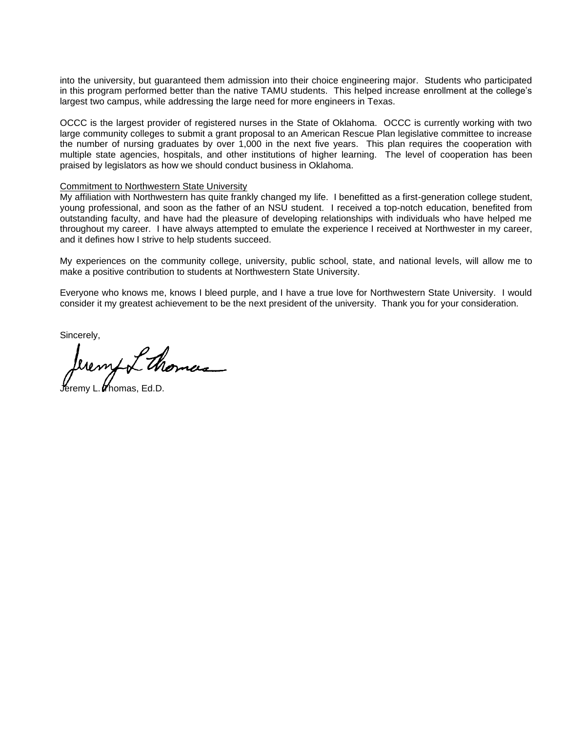into the university, but guaranteed them admission into their choice engineering major. Students who participated in this program performed better than the native TAMU students. This helped increase enrollment at the college's largest two campus, while addressing the large need for more engineers in Texas.

OCCC is the largest provider of registered nurses in the State of Oklahoma. OCCC is currently working with two large community colleges to submit a grant proposal to an American Rescue Plan legislative committee to increase the number of nursing graduates by over 1,000 in the next five years. This plan requires the cooperation with multiple state agencies, hospitals, and other institutions of higher learning. The level of cooperation has been praised by legislators as how we should conduct business in Oklahoma.

Commitment to Northwestern State University

My affiliation with Northwestern has quite frankly changed my life. I benefitted as a first-generation college student, young professional, and soon as the father of an NSU student. I received a top-notch education, benefited from outstanding faculty, and have had the pleasure of developing relationships with individuals who have helped me throughout my career. I have always attempted to emulate the experience I received at Northwester in my career, and it defines how I strive to help students succeed.

My experiences on the community college, university, public school, state, and national levels, will allow me to make a positive contribution to students at Northwestern State University.

Everyone who knows me, knows I bleed purple, and I have a true love for Northwestern State University. I would consider it my greatest achievement to be the next president of the university. Thank you for your consideration.

Sincerely,

Jeremy L. Thomas, Ed.D.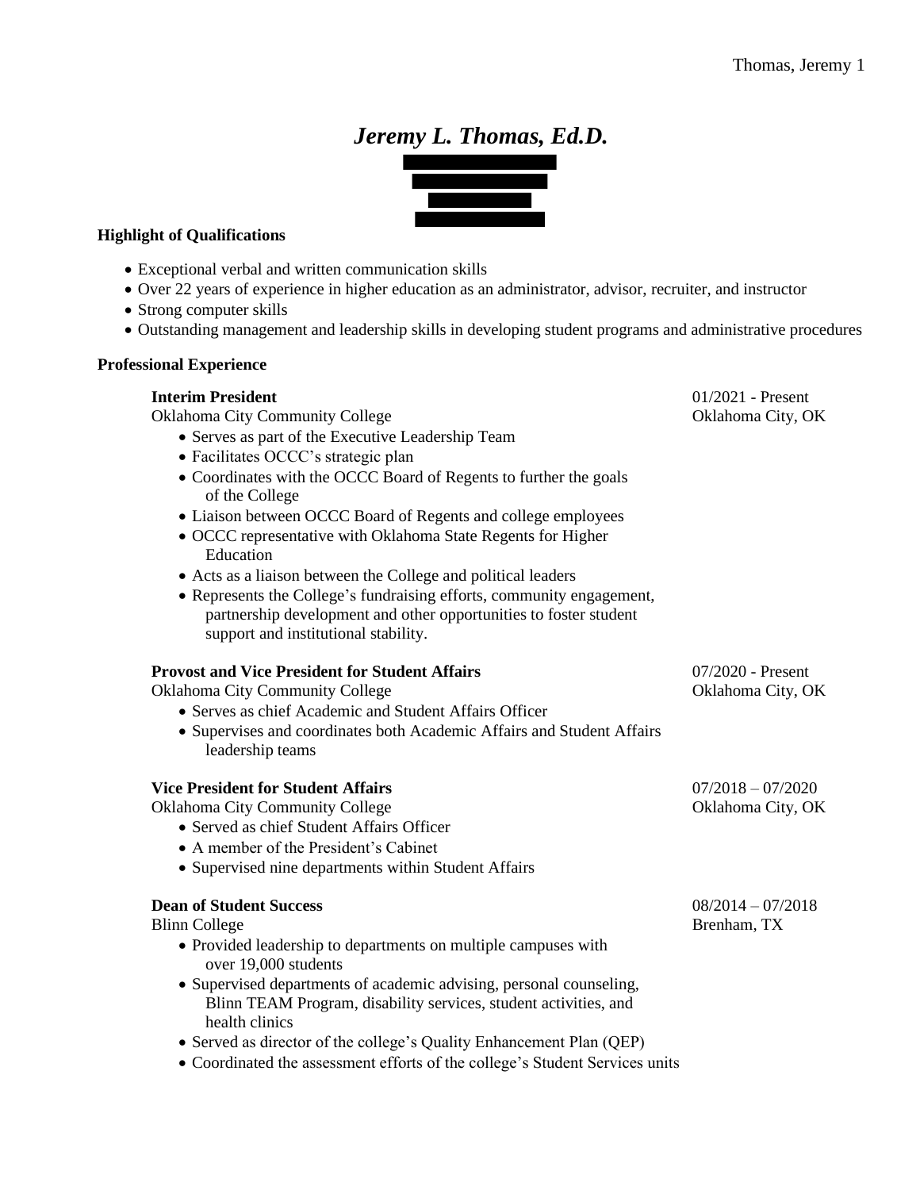# *Jeremy L. Thomas, Ed.D.*

**Highlight of Qualifications**

- Exceptional verbal and written communication skills
- Over 22 years of experience in higher education as an administrator, advisor, recruiter, and instructor
- Strong computer skills
- Outstanding management and leadership skills in developing student programs and administrative procedures

**Professional Experience**

**Interim President** — 01/2021 - Present
Oklahoma City Community College — Oklahoma City, OK

- Serves as part of the Executive Leadership Team
- Facilitates OCCC's strategic plan
- Coordinates with the OCCC Board of Regents to further the goals of the College
- Liaison between OCCC Board of Regents and college employees
- OCCC representative with Oklahoma State Regents for Higher Education
- Acts as a liaison between the College and political leaders
- Represents the College's fundraising efforts, community engagement, partnership development and other opportunities to foster student support and institutional stability.

**Provost and Vice President for Student Affairs** — 07/2020 - Present
Oklahoma City Community College — Oklahoma City, OK

- Serves as chief Academic and Student Affairs Officer
- Supervises and coordinates both Academic Affairs and Student Affairs leadership teams

**Vice President for Student Affairs** — 07/2018 – 07/2020
Oklahoma City Community College — Oklahoma City, OK

- Served as chief Student Affairs Officer
- A member of the President's Cabinet
- Supervised nine departments within Student Affairs

**Dean of Student Success** — 08/2014 – 07/2018
Blinn College — Brenham, TX

- Provided leadership to departments on multiple campuses with over 19,000 students
- Supervised departments of academic advising, personal counseling, Blinn TEAM Program, disability services, student activities, and health clinics
- Served as director of the college's Quality Enhancement Plan (QEP)
- Coordinated the assessment efforts of the college's Student Services units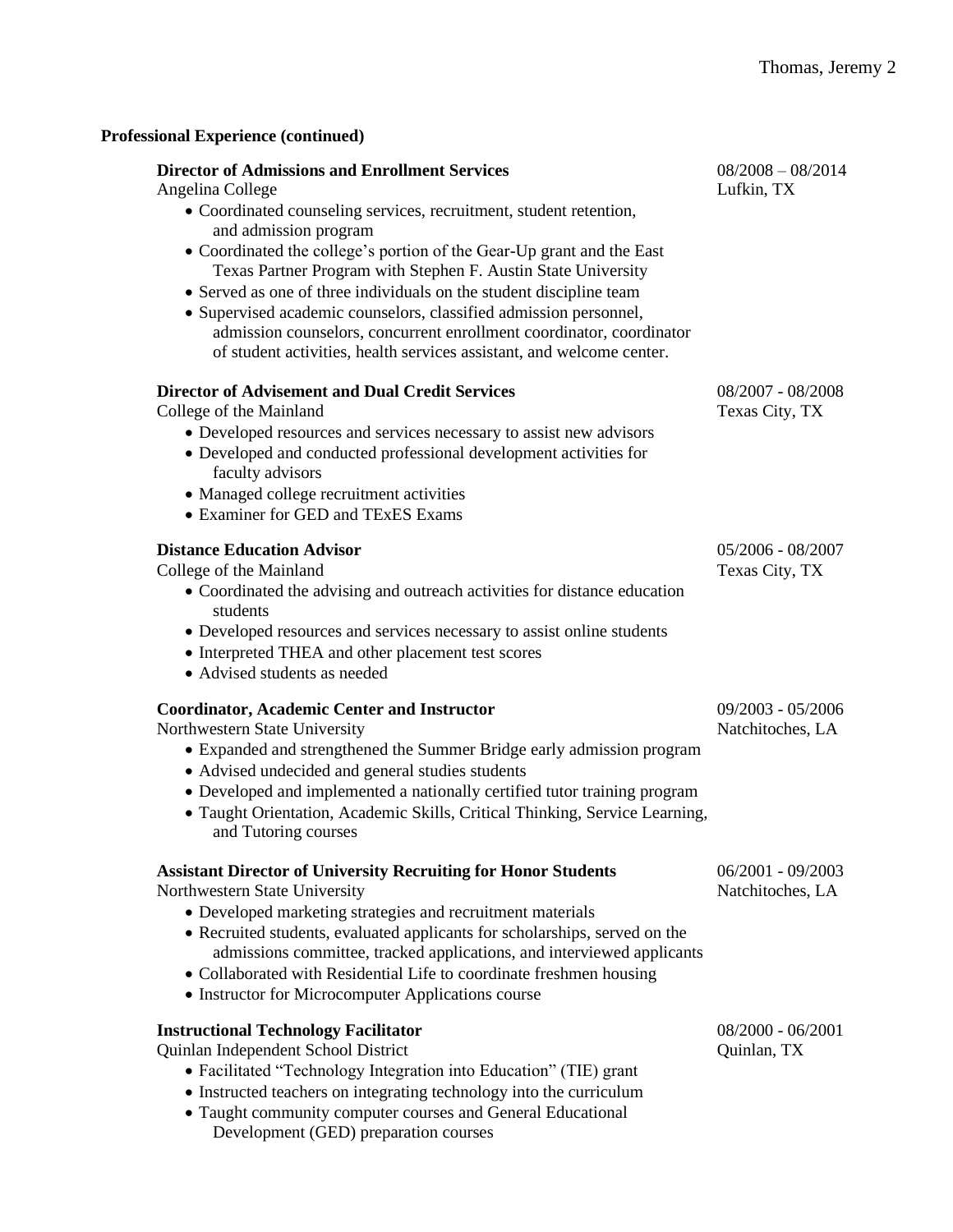## Professional Experience (continued)

**Director of Admissions and Enrollment Services** — 08/2008 – 08/2014
Angelina College — Lufkin, TX

- Coordinated counseling services, recruitment, student retention, and admission program
- Coordinated the college's portion of the Gear-Up grant and the East Texas Partner Program with Stephen F. Austin State University
- Served as one of three individuals on the student discipline team
- Supervised academic counselors, classified admission personnel, admission counselors, concurrent enrollment coordinator, coordinator of student activities, health services assistant, and welcome center.

**Director of Advisement and Dual Credit Services** — 08/2007 - 08/2008
College of the Mainland — Texas City, TX

- Developed resources and services necessary to assist new advisors
- Developed and conducted professional development activities for faculty advisors
- Managed college recruitment activities
- Examiner for GED and TExES Exams

**Distance Education Advisor** — 05/2006 - 08/2007
College of the Mainland — Texas City, TX

- Coordinated the advising and outreach activities for distance education students
- Developed resources and services necessary to assist online students
- Interpreted THEA and other placement test scores
- Advised students as needed

**Coordinator, Academic Center and Instructor** — 09/2003 - 05/2006
Northwestern State University — Natchitoches, LA

- Expanded and strengthened the Summer Bridge early admission program
- Advised undecided and general studies students
- Developed and implemented a nationally certified tutor training program
- Taught Orientation, Academic Skills, Critical Thinking, Service Learning, and Tutoring courses

**Assistant Director of University Recruiting for Honor Students** — 06/2001 - 09/2003
Northwestern State University — Natchitoches, LA

- Developed marketing strategies and recruitment materials
- Recruited students, evaluated applicants for scholarships, served on the admissions committee, tracked applications, and interviewed applicants
- Collaborated with Residential Life to coordinate freshmen housing
- Instructor for Microcomputer Applications course

**Instructional Technology Facilitator** — 08/2000 - 06/2001
Quinlan Independent School District — Quinlan, TX

- Facilitated "Technology Integration into Education" (TIE) grant
- Instructed teachers on integrating technology into the curriculum
- Taught community computer courses and General Educational Development (GED) preparation courses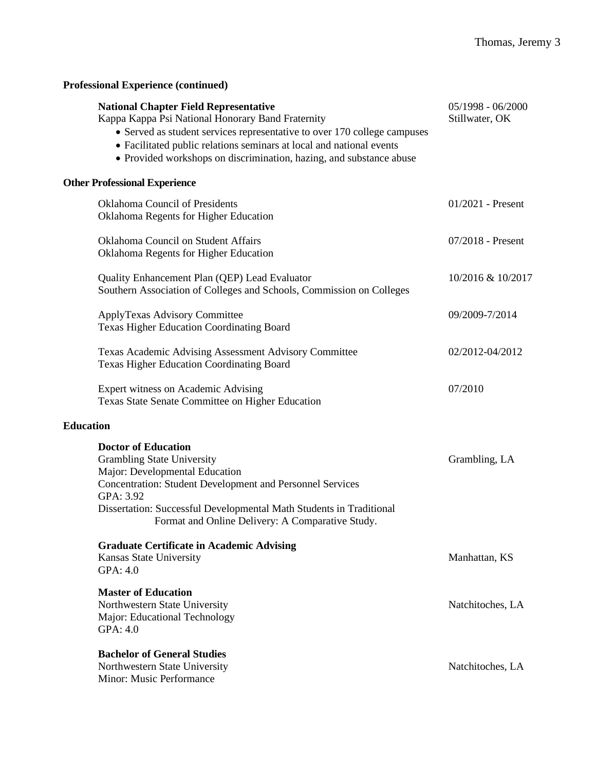## Professional Experience (continued)

**National Chapter Field Representative** — 05/1998 - 06/2000
Kappa Kappa Psi National Honorary Band Fraternity — Stillwater, OK

- Served as student services representative to over 170 college campuses
- Facilitated public relations seminars at local and national events
- Provided workshops on discrimination, hazing, and substance abuse

## Other Professional Experience

Oklahoma Council of Presidents — 01/2021 - Present
Oklahoma Regents for Higher Education

Oklahoma Council on Student Affairs — 07/2018 - Present
Oklahoma Regents for Higher Education

Quality Enhancement Plan (QEP) Lead Evaluator — 10/2016 & 10/2017
Southern Association of Colleges and Schools, Commission on Colleges

ApplyTexas Advisory Committee — 09/2009-7/2014
Texas Higher Education Coordinating Board

Texas Academic Advising Assessment Advisory Committee — 02/2012-04/2012
Texas Higher Education Coordinating Board

Expert witness on Academic Advising — 07/2010
Texas State Senate Committee on Higher Education

## Education

**Doctor of Education**
Grambling State University — Grambling, LA
Major: Developmental Education
Concentration: Student Development and Personnel Services
GPA: 3.92
Dissertation: Successful Developmental Math Students in Traditional Format and Online Delivery: A Comparative Study.

**Graduate Certificate in Academic Advising**
Kansas State University — Manhattan, KS
GPA: 4.0

**Master of Education**
Northwestern State University — Natchitoches, LA
Major: Educational Technology
GPA: 4.0

**Bachelor of General Studies**
Northwestern State University — Natchitoches, LA
Minor: Music Performance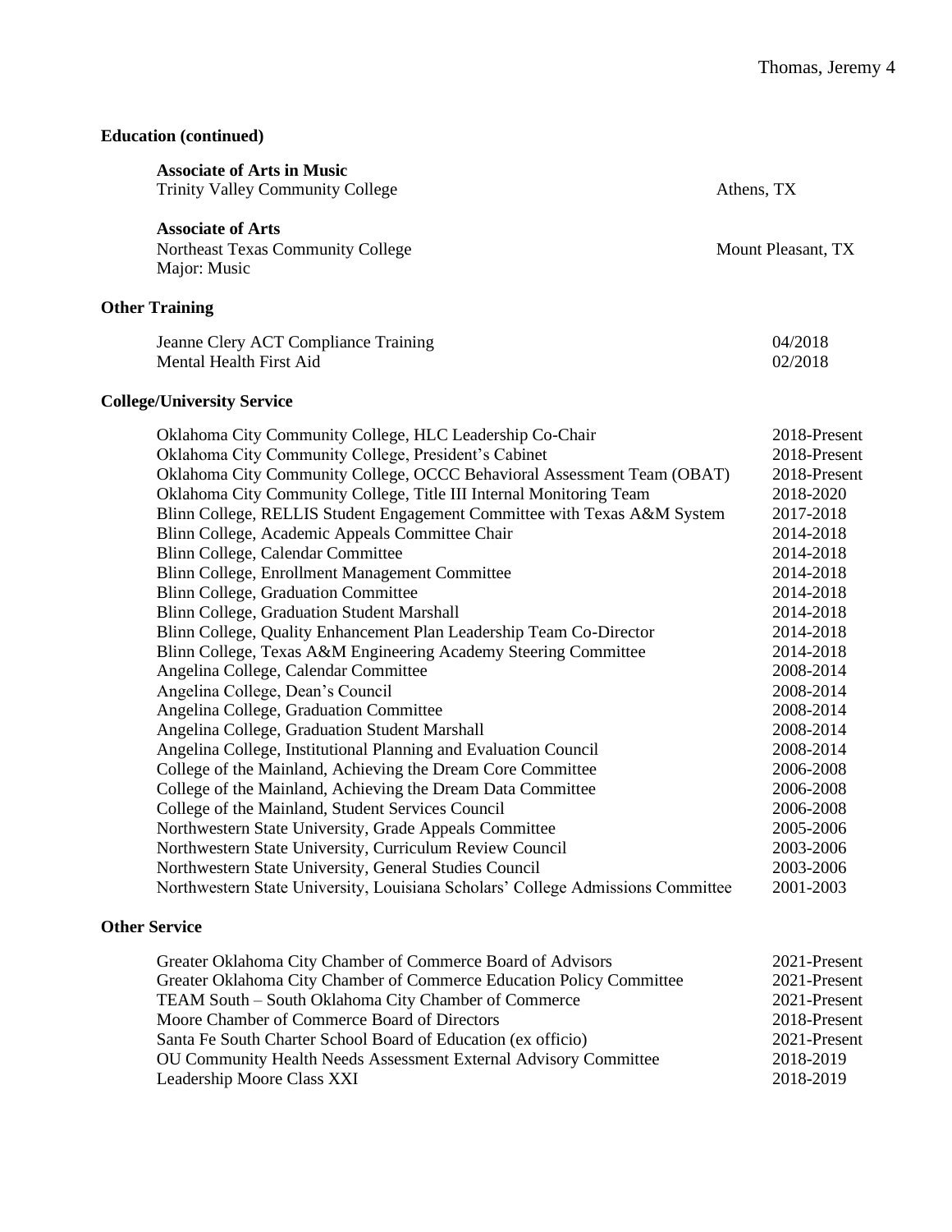## Education (continued)

**Associate of Arts in Music**
Trinity Valley Community College — Athens, TX

**Associate of Arts**
Northeast Texas Community College — Mount Pleasant, TX
Major: Music

## Other Training

| | |
|---|---|
| Jeanne Clery ACT Compliance Training | 04/2018 |
| Mental Health First Aid | 02/2018 |

## College/University Service

| | |
|---|---|
| Oklahoma City Community College, HLC Leadership Co-Chair | 2018-Present |
| Oklahoma City Community College, President's Cabinet | 2018-Present |
| Oklahoma City Community College, OCCC Behavioral Assessment Team (OBAT) | 2018-Present |
| Oklahoma City Community College, Title III Internal Monitoring Team | 2018-2020 |
| Blinn College, RELLIS Student Engagement Committee with Texas A&M System | 2017-2018 |
| Blinn College, Academic Appeals Committee Chair | 2014-2018 |
| Blinn College, Calendar Committee | 2014-2018 |
| Blinn College, Enrollment Management Committee | 2014-2018 |
| Blinn College, Graduation Committee | 2014-2018 |
| Blinn College, Graduation Student Marshall | 2014-2018 |
| Blinn College, Quality Enhancement Plan Leadership Team Co-Director | 2014-2018 |
| Blinn College, Texas A&M Engineering Academy Steering Committee | 2014-2018 |
| Angelina College, Calendar Committee | 2008-2014 |
| Angelina College, Dean's Council | 2008-2014 |
| Angelina College, Graduation Committee | 2008-2014 |
| Angelina College, Graduation Student Marshall | 2008-2014 |
| Angelina College, Institutional Planning and Evaluation Council | 2008-2014 |
| College of the Mainland, Achieving the Dream Core Committee | 2006-2008 |
| College of the Mainland, Achieving the Dream Data Committee | 2006-2008 |
| College of the Mainland, Student Services Council | 2006-2008 |
| Northwestern State University, Grade Appeals Committee | 2005-2006 |
| Northwestern State University, Curriculum Review Council | 2003-2006 |
| Northwestern State University, General Studies Council | 2003-2006 |
| Northwestern State University, Louisiana Scholars' College Admissions Committee | 2001-2003 |

## Other Service

| | |
|---|---|
| Greater Oklahoma City Chamber of Commerce Board of Advisors | 2021-Present |
| Greater Oklahoma City Chamber of Commerce Education Policy Committee | 2021-Present |
| TEAM South – South Oklahoma City Chamber of Commerce | 2021-Present |
| Moore Chamber of Commerce Board of Directors | 2018-Present |
| Santa Fe South Charter School Board of Education (ex officio) | 2021-Present |
| OU Community Health Needs Assessment External Advisory Committee | 2018-2019 |
| Leadership Moore Class XXI | 2018-2019 |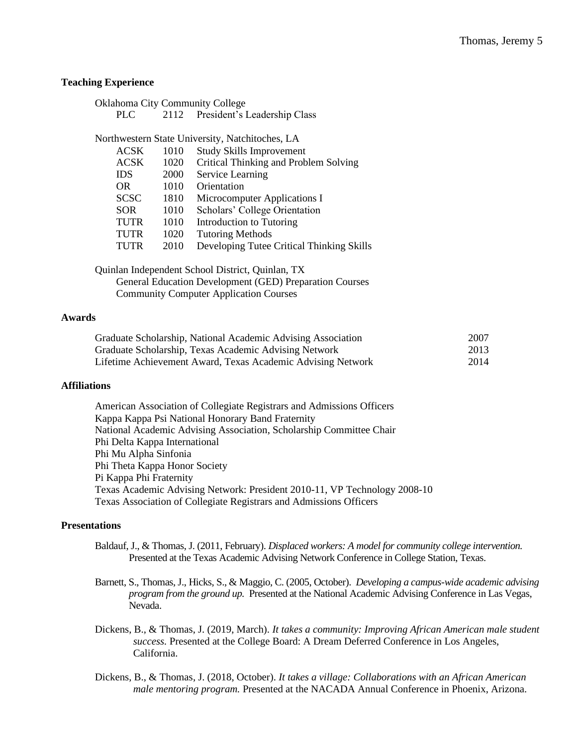## Teaching Experience

Oklahoma City Community College

| | | |
|---|---|---|
| PLC | 2112 | President's Leadership Class |

Northwestern State University, Natchitoches, LA

| | | |
|---|---|---|
| ACSK | 1010 | Study Skills Improvement |
| ACSK | 1020 | Critical Thinking and Problem Solving |
| IDS | 2000 | Service Learning |
| OR | 1010 | Orientation |
| SCSC | 1810 | Microcomputer Applications I |
| SOR | 1010 | Scholars' College Orientation |
| TUTR | 1010 | Introduction to Tutoring |
| TUTR | 1020 | Tutoring Methods |
| TUTR | 2010 | Developing Tutee Critical Thinking Skills |

Quinlan Independent School District, Quinlan, TX

- General Education Development (GED) Preparation Courses
- Community Computer Application Courses

## Awards

| | |
|---|---|
| Graduate Scholarship, National Academic Advising Association | 2007 |
| Graduate Scholarship, Texas Academic Advising Network | 2013 |
| Lifetime Achievement Award, Texas Academic Advising Network | 2014 |

## Affiliations

American Association of Collegiate Registrars and Admissions Officers
Kappa Kappa Psi National Honorary Band Fraternity
National Academic Advising Association, Scholarship Committee Chair
Phi Delta Kappa International
Phi Mu Alpha Sinfonia
Phi Theta Kappa Honor Society
Pi Kappa Phi Fraternity
Texas Academic Advising Network: President 2010-11, VP Technology 2008-10
Texas Association of Collegiate Registrars and Admissions Officers

## Presentations

Baldauf, J., & Thomas, J. (2011, February). *Displaced workers: A model for community college intervention.* Presented at the Texas Academic Advising Network Conference in College Station, Texas.

Barnett, S., Thomas, J., Hicks, S., & Maggio, C. (2005, October). *Developing a campus-wide academic advising program from the ground up.* Presented at the National Academic Advising Conference in Las Vegas, Nevada.

Dickens, B., & Thomas, J. (2019, March). *It takes a community: Improving African American male student success.* Presented at the College Board: A Dream Deferred Conference in Los Angeles, California.

Dickens, B., & Thomas, J. (2018, October). *It takes a village: Collaborations with an African American male mentoring program.* Presented at the NACADA Annual Conference in Phoenix, Arizona.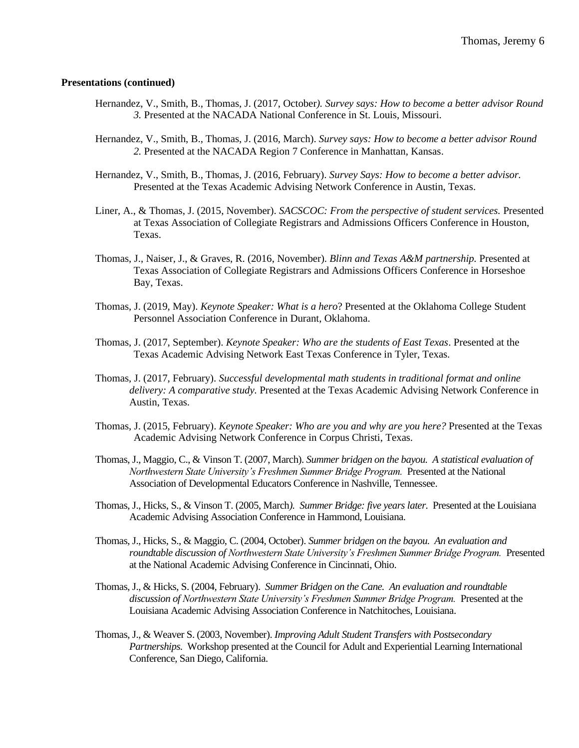**Presentations (continued)**

Hernandez, V., Smith, B., Thomas, J. (2017, October). *Survey says: How to become a better advisor Round 3.* Presented at the NACADA National Conference in St. Louis, Missouri.

Hernandez, V., Smith, B., Thomas, J. (2016, March). *Survey says: How to become a better advisor Round 2.* Presented at the NACADA Region 7 Conference in Manhattan, Kansas.

Hernandez, V., Smith, B., Thomas, J. (2016, February). *Survey Says: How to become a better advisor.* Presented at the Texas Academic Advising Network Conference in Austin, Texas.

Liner, A., & Thomas, J. (2015, November). *SACSCOC: From the perspective of student services.* Presented at Texas Association of Collegiate Registrars and Admissions Officers Conference in Houston, Texas.

Thomas, J., Naiser, J., & Graves, R. (2016, November). *Blinn and Texas A&M partnership.* Presented at Texas Association of Collegiate Registrars and Admissions Officers Conference in Horseshoe Bay, Texas.

Thomas, J. (2019, May). *Keynote Speaker: What is a hero*? Presented at the Oklahoma College Student Personnel Association Conference in Durant, Oklahoma.

Thomas, J. (2017, September). *Keynote Speaker: Who are the students of East Texas*. Presented at the Texas Academic Advising Network East Texas Conference in Tyler, Texas.

Thomas, J. (2017, February). *Successful developmental math students in traditional format and online delivery: A comparative study.* Presented at the Texas Academic Advising Network Conference in Austin, Texas.

Thomas, J. (2015, February). *Keynote Speaker: Who are you and why are you here?* Presented at the Texas Academic Advising Network Conference in Corpus Christi, Texas.

Thomas, J., Maggio, C., & Vinson T. (2007, March). *Summer bridgen on the bayou. A statistical evaluation of Northwestern State University's Freshmen Summer Bridge Program.* Presented at the National Association of Developmental Educators Conference in Nashville, Tennessee.

Thomas, J., Hicks, S., & Vinson T. (2005, March). *Summer Bridge: five years later.* Presented at the Louisiana Academic Advising Association Conference in Hammond, Louisiana.

Thomas, J., Hicks, S., & Maggio, C. (2004, October). *Summer bridgen on the bayou. An evaluation and roundtable discussion of Northwestern State University's Freshmen Summer Bridge Program.* Presented at the National Academic Advising Conference in Cincinnati, Ohio.

Thomas, J., & Hicks, S. (2004, February). *Summer Bridgen on the Cane. An evaluation and roundtable discussion of Northwestern State University's Freshmen Summer Bridge Program.* Presented at the Louisiana Academic Advising Association Conference in Natchitoches, Louisiana.

Thomas, J., & Weaver S. (2003, November). *Improving Adult Student Transfers with Postsecondary Partnerships.* Workshop presented at the Council for Adult and Experiential Learning International Conference, San Diego, California.